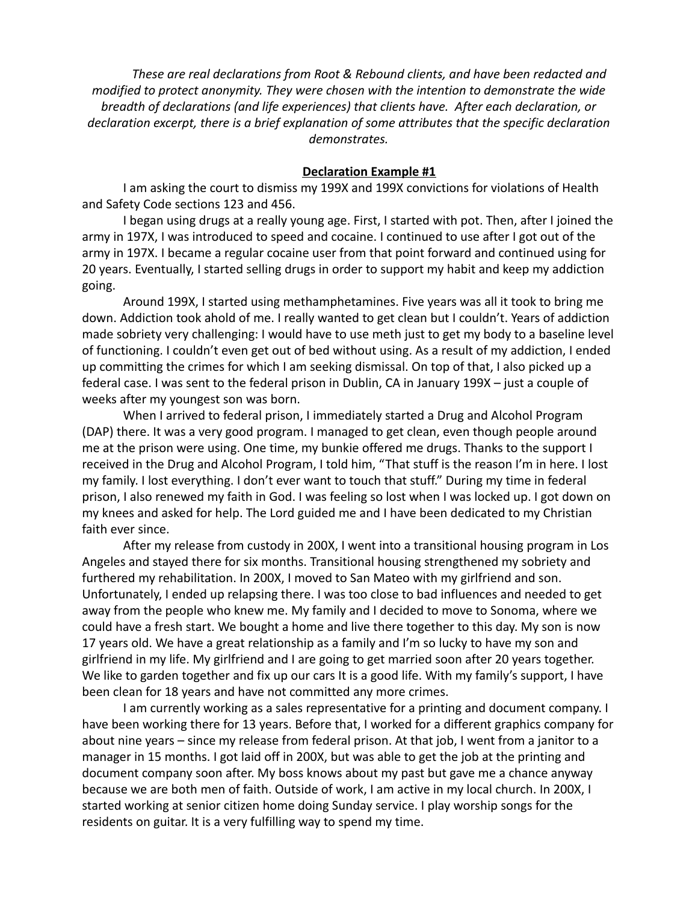*These are real declarations from Root & Rebound clients, and have been redacted and modified to protect anonymity. They were chosen with the intention to demonstrate the wide breadth of declarations (and life experiences) that clients have. After each declaration, or declaration excerpt, there is a brief explanation of some attributes that the specific declaration demonstrates.*

## Declaration Example #1

I am asking the court to dismiss my 199X and 199X convictions for violations of Health and Safety Code sections 123 and 456.

I began using drugs at a really young age. First, I started with pot. Then, after I joined the army in 197X, I was introduced to speed and cocaine. I continued to use after I got out of the army in 197X. I became a regular cocaine user from that point forward and continued using for 20 years. Eventually, I started selling drugs in order to support my habit and keep my addiction going.

Around 199X, I started using methamphetamines. Five years was all it took to bring me down. Addiction took ahold of me. I really wanted to get clean but I couldn't. Years of addiction made sobriety very challenging: I would have to use meth just to get my body to a baseline level of functioning. I couldn't even get out of bed without using. As a result of my addiction, I ended up committing the crimes for which I am seeking dismissal. On top of that, I also picked up a federal case. I was sent to the federal prison in Dublin, CA in January 199X – just a couple of weeks after my youngest son was born.

When I arrived to federal prison, I immediately started a Drug and Alcohol Program (DAP) there. It was a very good program. I managed to get clean, even though people around me at the prison were using. One time, my bunkie offered me drugs. Thanks to the support I received in the Drug and Alcohol Program, I told him, "That stuff is the reason I'm in here. I lost my family. I lost everything. I don't ever want to touch that stuff." During my time in federal prison, I also renewed my faith in God. I was feeling so lost when I was locked up. I got down on my knees and asked for help. The Lord guided me and I have been dedicated to my Christian faith ever since.

After my release from custody in 200X, I went into a transitional housing program in Los Angeles and stayed there for six months. Transitional housing strengthened my sobriety and furthered my rehabilitation. In 200X, I moved to San Mateo with my girlfriend and son. Unfortunately, I ended up relapsing there. I was too close to bad influences and needed to get away from the people who knew me. My family and I decided to move to Sonoma, where we could have a fresh start. We bought a home and live there together to this day. My son is now 17 years old. We have a great relationship as a family and I'm so lucky to have my son and girlfriend in my life. My girlfriend and I are going to get married soon after 20 years together. We like to garden together and fix up our cars It is a good life. With my family's support, I have been clean for 18 years and have not committed any more crimes.

I am currently working as a sales representative for a printing and document company. I have been working there for 13 years. Before that, I worked for a different graphics company for about nine years – since my release from federal prison. At that job, I went from a janitor to a manager in 15 months. I got laid off in 200X, but was able to get the job at the printing and document company soon after. My boss knows about my past but gave me a chance anyway because we are both men of faith. Outside of work, I am active in my local church. In 200X, I started working at senior citizen home doing Sunday service. I play worship songs for the residents on guitar. It is a very fulfilling way to spend my time.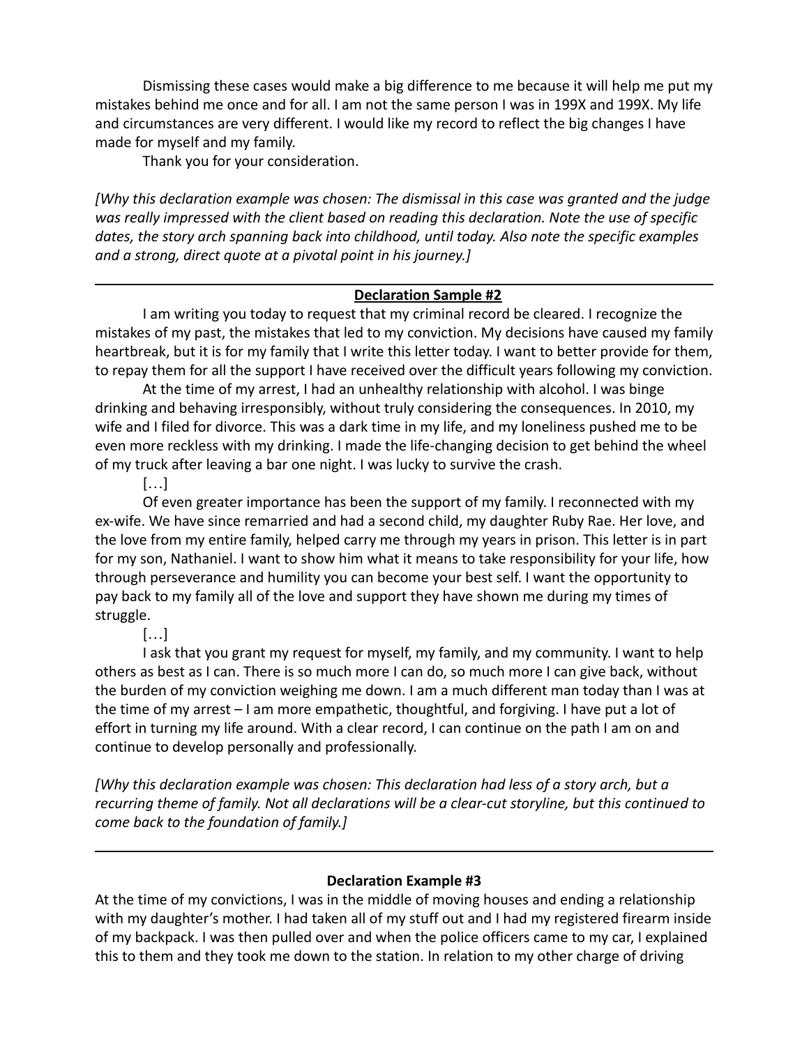Dismissing these cases would make a big difference to me because it will help me put my mistakes behind me once and for all. I am not the same person I was in 199X and 199X. My life and circumstances are very different. I would like my record to reflect the big changes I have made for myself and my family.

Thank you for your consideration.

*[Why this declaration example was chosen: The dismissal in this case was granted and the judge was really impressed with the client based on reading this declaration. Note the use of specific dates, the story arch spanning back into childhood, until today. Also note the specific examples and a strong, direct quote at a pivotal point in his journey.]*

---

## Declaration Sample #2

I am writing you today to request that my criminal record be cleared. I recognize the mistakes of my past, the mistakes that led to my conviction. My decisions have caused my family heartbreak, but it is for my family that I write this letter today. I want to better provide for them, to repay them for all the support I have received over the difficult years following my conviction.

At the time of my arrest, I had an unhealthy relationship with alcohol. I was binge drinking and behaving irresponsibly, without truly considering the consequences. In 2010, my wife and I filed for divorce. This was a dark time in my life, and my loneliness pushed me to be even more reckless with my drinking. I made the life-changing decision to get behind the wheel of my truck after leaving a bar one night. I was lucky to survive the crash.

[…]

Of even greater importance has been the support of my family. I reconnected with my ex-wife. We have since remarried and had a second child, my daughter Ruby Rae. Her love, and the love from my entire family, helped carry me through my years in prison. This letter is in part for my son, Nathaniel. I want to show him what it means to take responsibility for your life, how through perseverance and humility you can become your best self. I want the opportunity to pay back to my family all of the love and support they have shown me during my times of struggle.

[…]

I ask that you grant my request for myself, my family, and my community. I want to help others as best as I can. There is so much more I can do, so much more I can give back, without the burden of my conviction weighing me down. I am a much different man today than I was at the time of my arrest – I am more empathetic, thoughtful, and forgiving. I have put a lot of effort in turning my life around. With a clear record, I can continue on the path I am on and continue to develop personally and professionally.

*[Why this declaration example was chosen: This declaration had less of a story arch, but a recurring theme of family. Not all declarations will be a clear-cut storyline, but this continued to come back to the foundation of family.]*

---

## Declaration Example #3

At the time of my convictions, I was in the middle of moving houses and ending a relationship with my daughter's mother. I had taken all of my stuff out and I had my registered firearm inside of my backpack. I was then pulled over and when the police officers came to my car, I explained this to them and they took me down to the station. In relation to my other charge of driving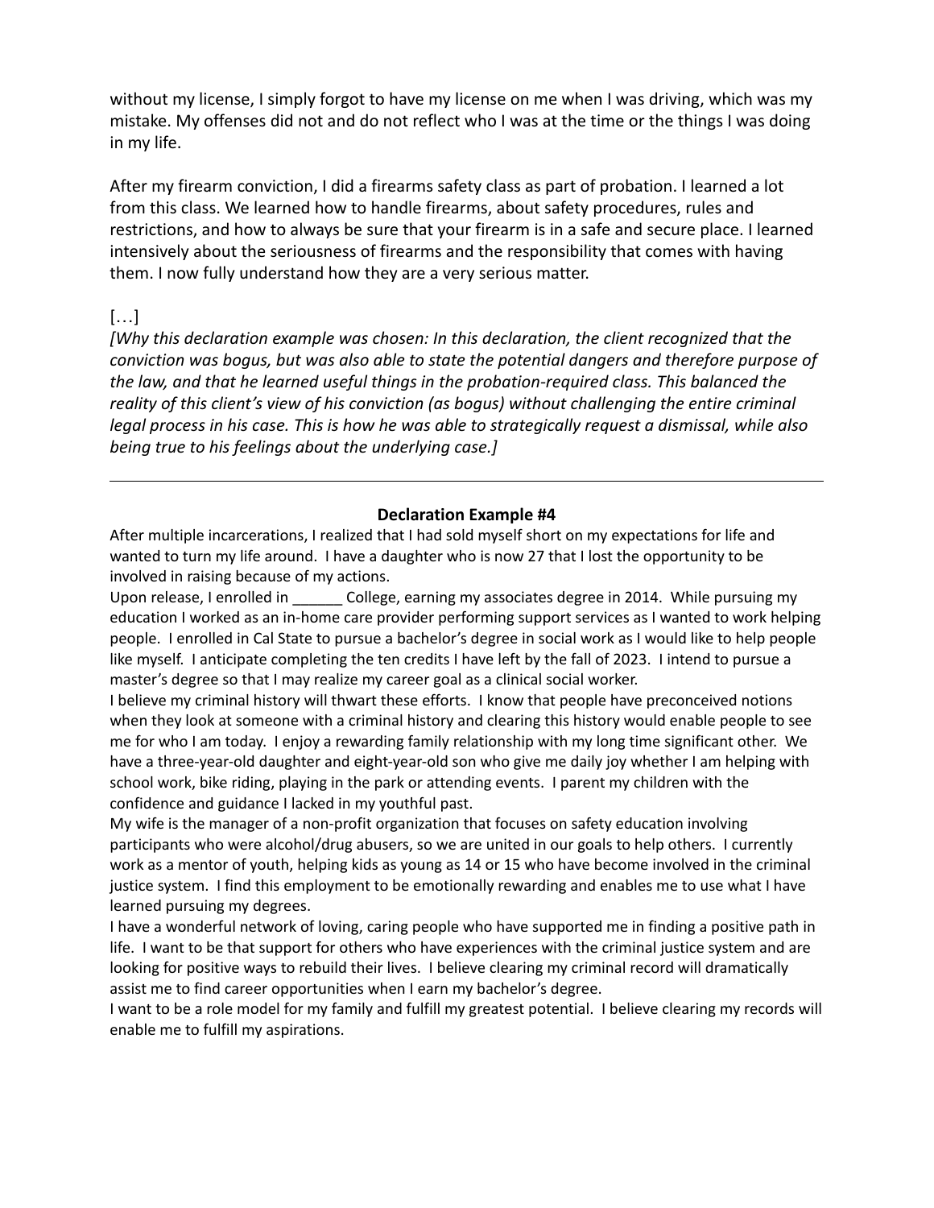without my license, I simply forgot to have my license on me when I was driving, which was my mistake. My offenses did not and do not reflect who I was at the time or the things I was doing in my life.

After my firearm conviction, I did a firearms safety class as part of probation. I learned a lot from this class. We learned how to handle firearms, about safety procedures, rules and restrictions, and how to always be sure that your firearm is in a safe and secure place. I learned intensively about the seriousness of firearms and the responsibility that comes with having them. I now fully understand how they are a very serious matter.

[…]

*[Why this declaration example was chosen: In this declaration, the client recognized that the conviction was bogus, but was also able to state the potential dangers and therefore purpose of the law, and that he learned useful things in the probation-required class. This balanced the reality of this client's view of his conviction (as bogus) without challenging the entire criminal legal process in his case. This is how he was able to strategically request a dismissal, while also being true to his feelings about the underlying case.]*

---

**Declaration Example #4**

After multiple incarcerations, I realized that I had sold myself short on my expectations for life and wanted to turn my life around. I have a daughter who is now 27 that I lost the opportunity to be involved in raising because of my actions.

Upon release, I enrolled in ______ College, earning my associates degree in 2014. While pursuing my education I worked as an in-home care provider performing support services as I wanted to work helping people. I enrolled in Cal State to pursue a bachelor's degree in social work as I would like to help people like myself. I anticipate completing the ten credits I have left by the fall of 2023. I intend to pursue a master's degree so that I may realize my career goal as a clinical social worker.

I believe my criminal history will thwart these efforts. I know that people have preconceived notions when they look at someone with a criminal history and clearing this history would enable people to see me for who I am today. I enjoy a rewarding family relationship with my long time significant other. We have a three-year-old daughter and eight-year-old son who give me daily joy whether I am helping with school work, bike riding, playing in the park or attending events. I parent my children with the confidence and guidance I lacked in my youthful past.

My wife is the manager of a non-profit organization that focuses on safety education involving participants who were alcohol/drug abusers, so we are united in our goals to help others. I currently work as a mentor of youth, helping kids as young as 14 or 15 who have become involved in the criminal justice system. I find this employment to be emotionally rewarding and enables me to use what I have learned pursuing my degrees.

I have a wonderful network of loving, caring people who have supported me in finding a positive path in life. I want to be that support for others who have experiences with the criminal justice system and are looking for positive ways to rebuild their lives. I believe clearing my criminal record will dramatically assist me to find career opportunities when I earn my bachelor's degree.

I want to be a role model for my family and fulfill my greatest potential. I believe clearing my records will enable me to fulfill my aspirations.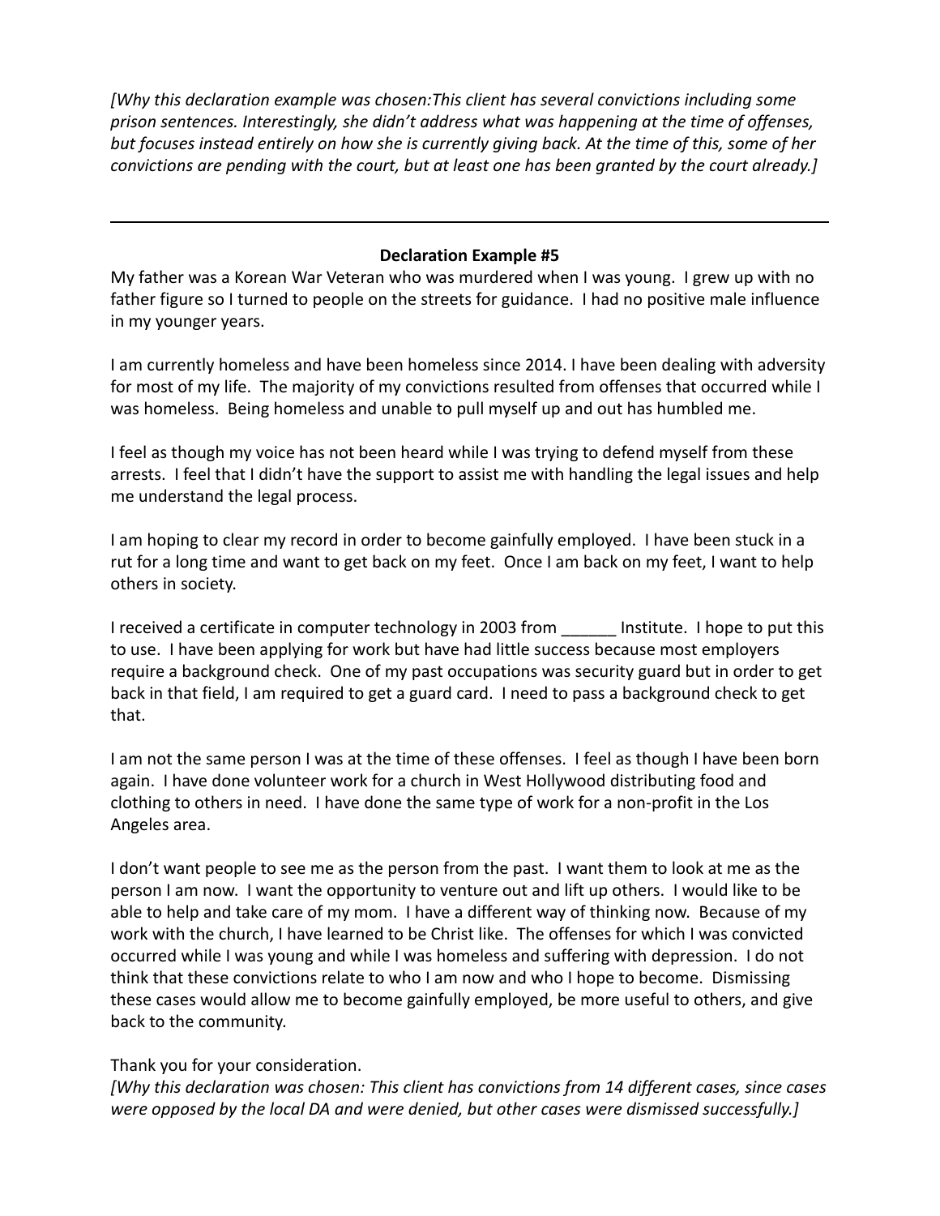*[Why this declaration example was chosen:This client has several convictions including some prison sentences. Interestingly, she didn't address what was happening at the time of offenses, but focuses instead entirely on how she is currently giving back. At the time of this, some of her convictions are pending with the court, but at least one has been granted by the court already.]*

---

**Declaration Example #5**

My father was a Korean War Veteran who was murdered when I was young. I grew up with no father figure so I turned to people on the streets for guidance. I had no positive male influence in my younger years.

I am currently homeless and have been homeless since 2014. I have been dealing with adversity for most of my life. The majority of my convictions resulted from offenses that occurred while I was homeless. Being homeless and unable to pull myself up and out has humbled me.

I feel as though my voice has not been heard while I was trying to defend myself from these arrests. I feel that I didn't have the support to assist me with handling the legal issues and help me understand the legal process.

I am hoping to clear my record in order to become gainfully employed. I have been stuck in a rut for a long time and want to get back on my feet. Once I am back on my feet, I want to help others in society.

I received a certificate in computer technology in 2003 from ______ Institute. I hope to put this to use. I have been applying for work but have had little success because most employers require a background check. One of my past occupations was security guard but in order to get back in that field, I am required to get a guard card. I need to pass a background check to get that.

I am not the same person I was at the time of these offenses. I feel as though I have been born again. I have done volunteer work for a church in West Hollywood distributing food and clothing to others in need. I have done the same type of work for a non-profit in the Los Angeles area.

I don't want people to see me as the person from the past. I want them to look at me as the person I am now. I want the opportunity to venture out and lift up others. I would like to be able to help and take care of my mom. I have a different way of thinking now. Because of my work with the church, I have learned to be Christ like. The offenses for which I was convicted occurred while I was young and while I was homeless and suffering with depression. I do not think that these convictions relate to who I am now and who I hope to become. Dismissing these cases would allow me to become gainfully employed, be more useful to others, and give back to the community.

Thank you for your consideration.

*[Why this declaration was chosen: This client has convictions from 14 different cases, since cases were opposed by the local DA and were denied, but other cases were dismissed successfully.]*